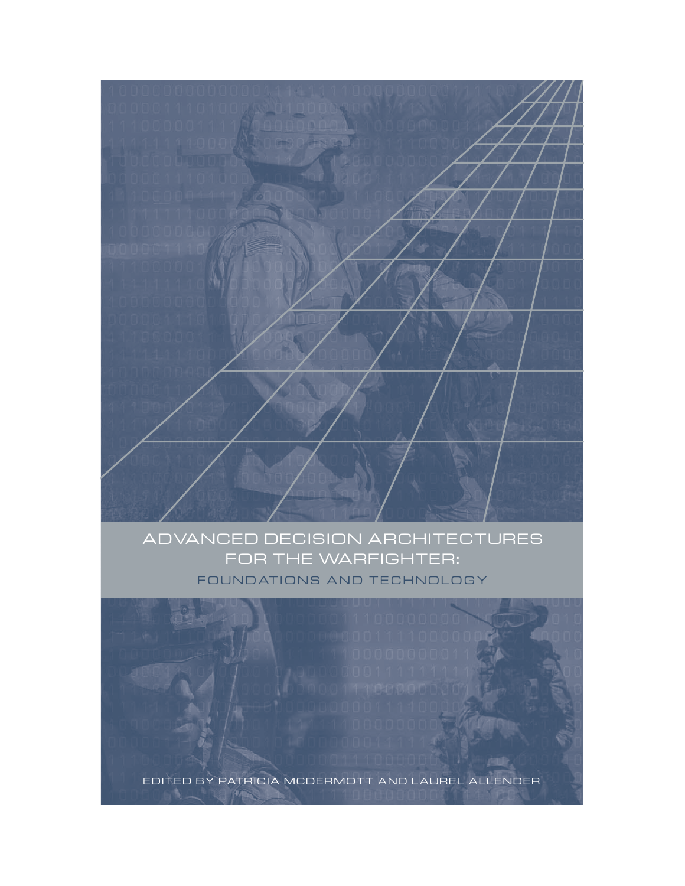# ADVANCED DECISION ARCHITECTURES FOR THE WARFIGHTER:

## FOUNDATIONS AND TECHNOLOGY

EDITED BY PATRICIA MCDERMOTT AND LAUREL ALLENDER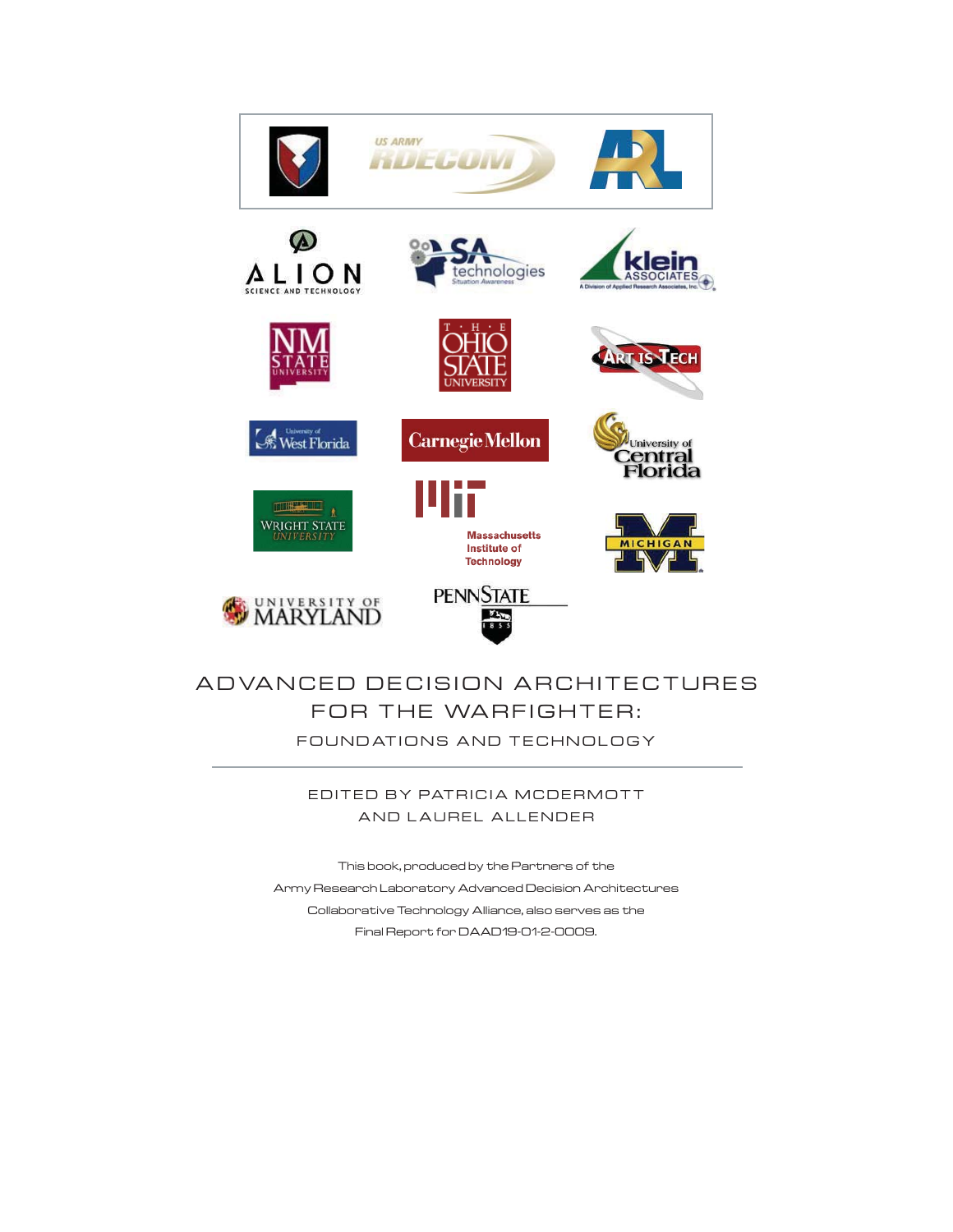# ADVANCED DECISION ARCHITECTURES FOR THE WARFIGHTER:

## FOUNDATIONS AND TECHNOLOGY

EDITED BY PATRICIA MCDERMOTT AND LAUREL ALLENDER

This book, produced by the Partners of the Army Research Laboratory Advanced Decision Architectures Collaborative Technology Alliance, also serves as the Final Report for DAAD19-01-2-0009.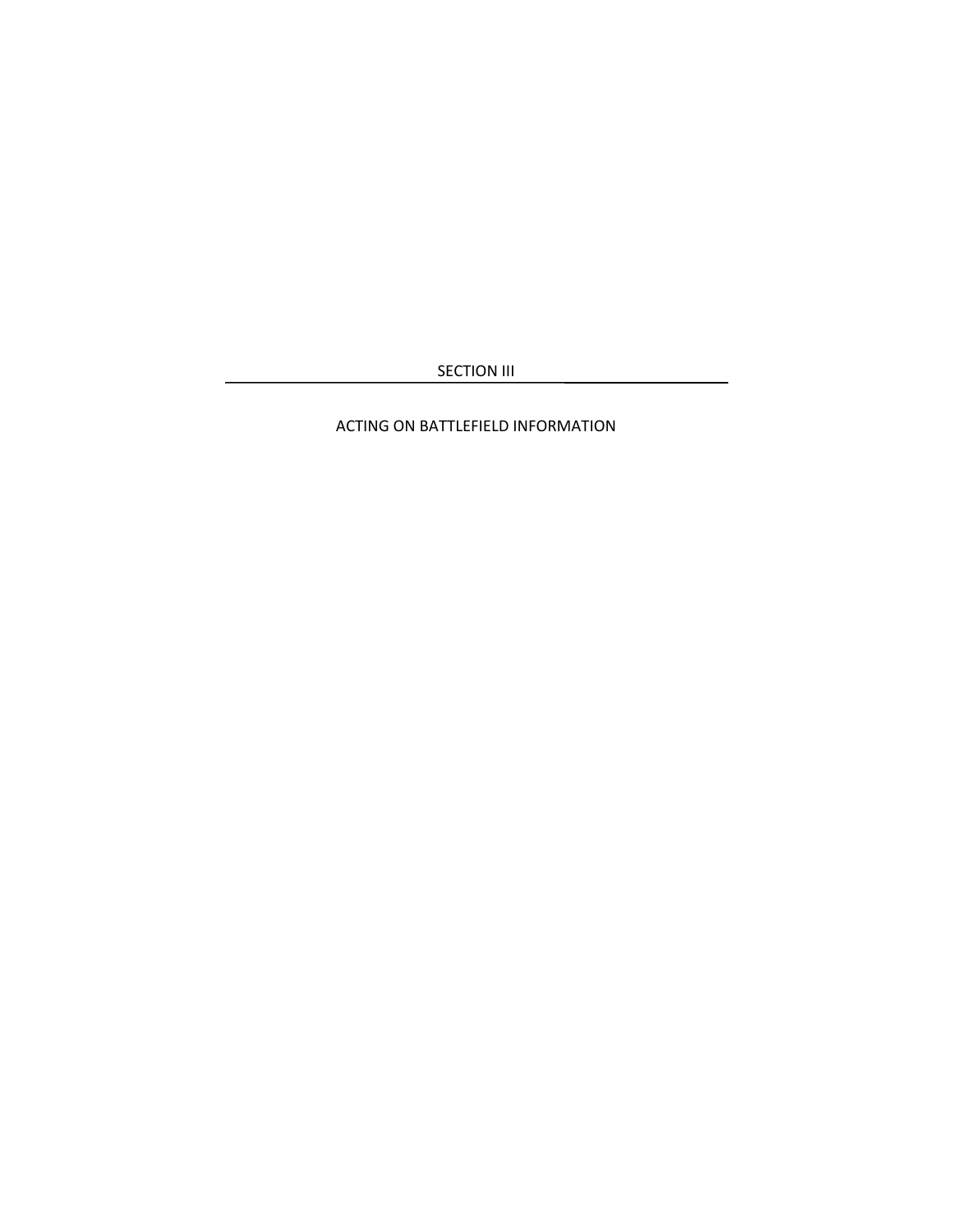# SECTION III

---

## ACTING ON BATTLEFIELD INFORMATION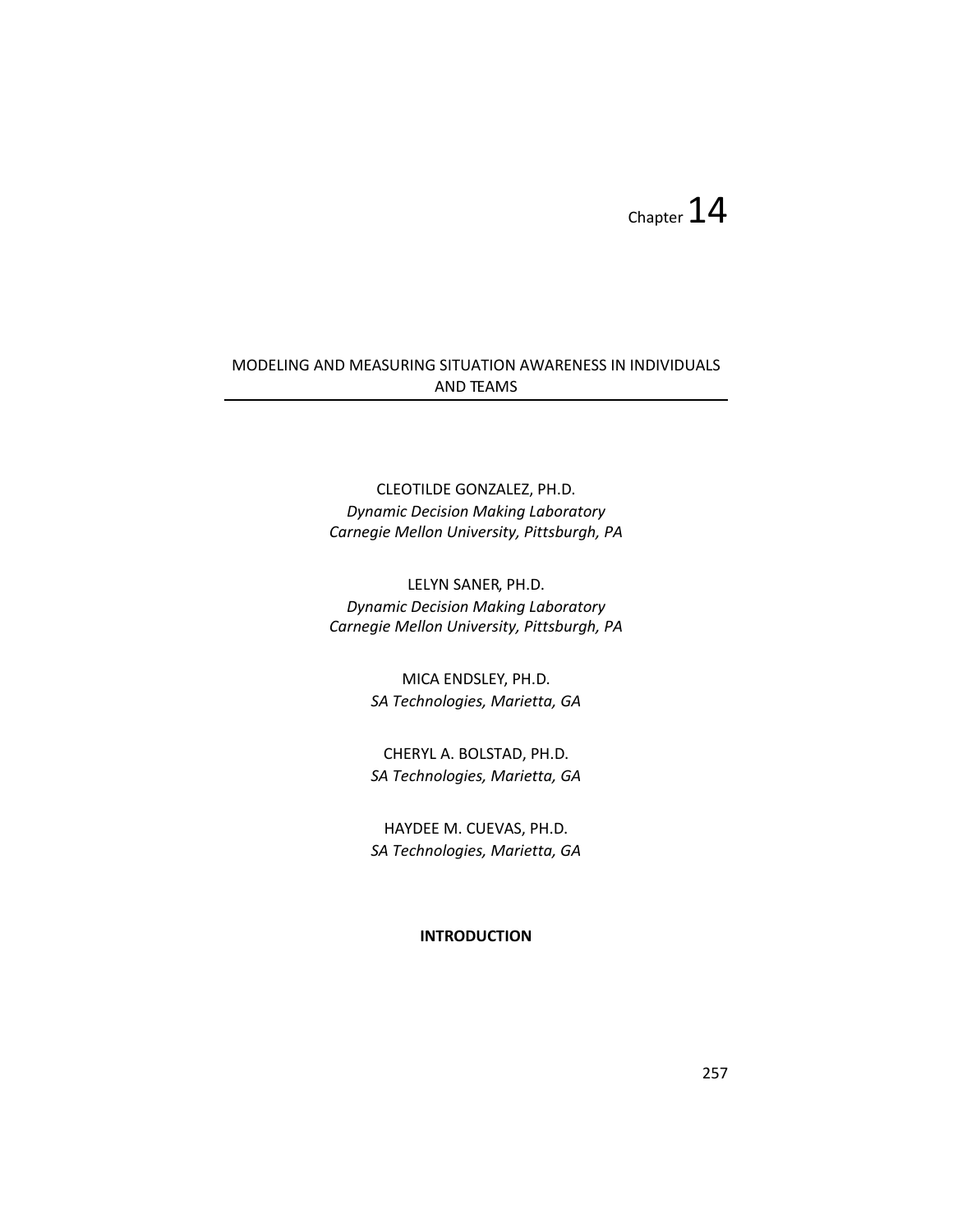Chapter 14

# MODELING AND MEASURING SITUATION AWARENESS IN INDIVIDUALS AND TEAMS

CLEOTILDE GONZALEZ, PH.D.
*Dynamic Decision Making Laboratory*
*Carnegie Mellon University, Pittsburgh, PA*

LELYN SANER, PH.D.
*Dynamic Decision Making Laboratory*
*Carnegie Mellon University, Pittsburgh, PA*

MICA ENDSLEY, PH.D.
*SA Technologies, Marietta, GA*

CHERYL A. BOLSTAD, PH.D.
*SA Technologies, Marietta, GA*

HAYDEE M. CUEVAS, PH.D.
*SA Technologies, Marietta, GA*

## INTRODUCTION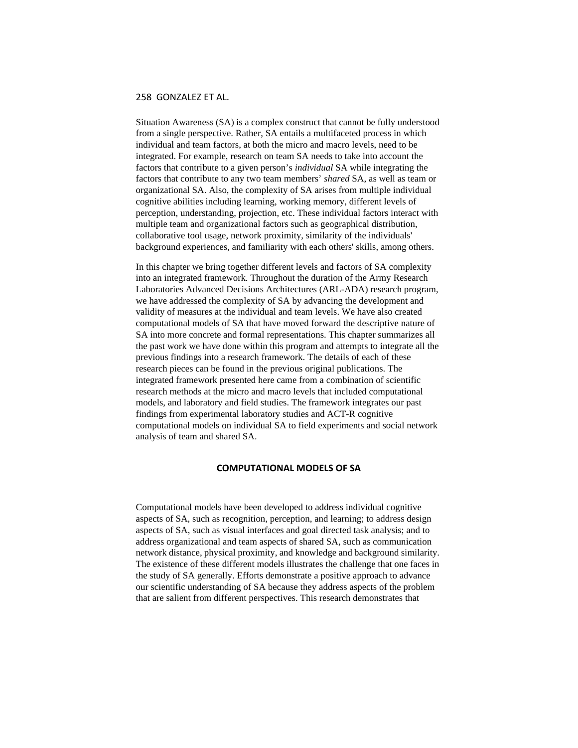Situation Awareness (SA) is a complex construct that cannot be fully understood from a single perspective. Rather, SA entails a multifaceted process in which individual and team factors, at both the micro and macro levels, need to be integrated. For example, research on team SA needs to take into account the factors that contribute to a given person's *individual* SA while integrating the factors that contribute to any two team members' *shared* SA, as well as team or organizational SA. Also, the complexity of SA arises from multiple individual cognitive abilities including learning, working memory, different levels of perception, understanding, projection, etc. These individual factors interact with multiple team and organizational factors such as geographical distribution, collaborative tool usage, network proximity, similarity of the individuals' background experiences, and familiarity with each others' skills, among others.

In this chapter we bring together different levels and factors of SA complexity into an integrated framework. Throughout the duration of the Army Research Laboratories Advanced Decisions Architectures (ARL-ADA) research program, we have addressed the complexity of SA by advancing the development and validity of measures at the individual and team levels. We have also created computational models of SA that have moved forward the descriptive nature of SA into more concrete and formal representations. This chapter summarizes all the past work we have done within this program and attempts to integrate all the previous findings into a research framework. The details of each of these research pieces can be found in the previous original publications. The integrated framework presented here came from a combination of scientific research methods at the micro and macro levels that included computational models, and laboratory and field studies. The framework integrates our past findings from experimental laboratory studies and ACT-R cognitive computational models on individual SA to field experiments and social network analysis of team and shared SA.

## COMPUTATIONAL MODELS OF SA

Computational models have been developed to address individual cognitive aspects of SA, such as recognition, perception, and learning; to address design aspects of SA, such as visual interfaces and goal directed task analysis; and to address organizational and team aspects of shared SA, such as communication network distance, physical proximity, and knowledge and background similarity. The existence of these different models illustrates the challenge that one faces in the study of SA generally. Efforts demonstrate a positive approach to advance our scientific understanding of SA because they address aspects of the problem that are salient from different perspectives. This research demonstrates that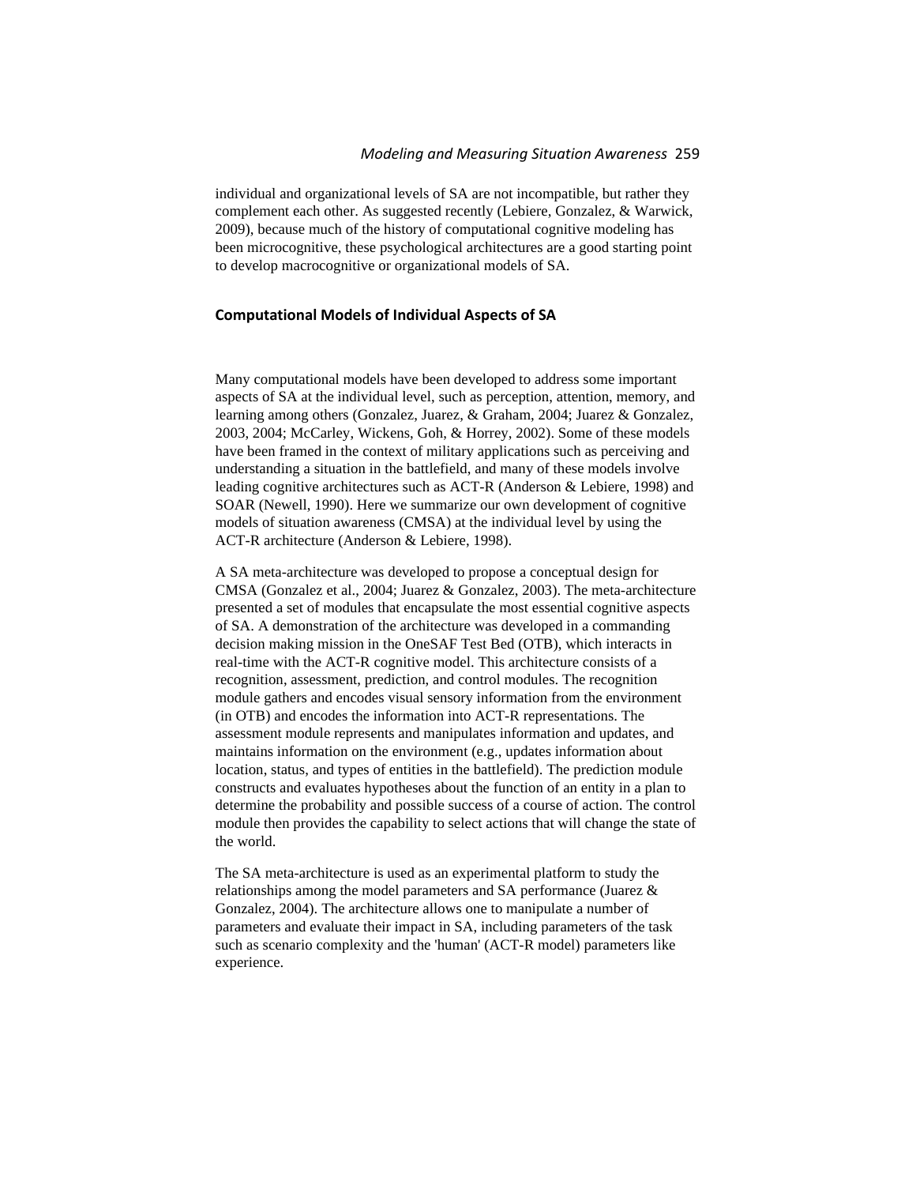individual and organizational levels of SA are not incompatible, but rather they complement each other. As suggested recently (Lebiere, Gonzalez, & Warwick, 2009), because much of the history of computational cognitive modeling has been microcognitive, these psychological architectures are a good starting point to develop macrocognitive or organizational models of SA.

## Computational Models of Individual Aspects of SA

Many computational models have been developed to address some important aspects of SA at the individual level, such as perception, attention, memory, and learning among others (Gonzalez, Juarez, & Graham, 2004; Juarez & Gonzalez, 2003, 2004; McCarley, Wickens, Goh, & Horrey, 2002). Some of these models have been framed in the context of military applications such as perceiving and understanding a situation in the battlefield, and many of these models involve leading cognitive architectures such as ACT-R (Anderson & Lebiere, 1998) and SOAR (Newell, 1990). Here we summarize our own development of cognitive models of situation awareness (CMSA) at the individual level by using the ACT-R architecture (Anderson & Lebiere, 1998).

A SA meta-architecture was developed to propose a conceptual design for CMSA (Gonzalez et al., 2004; Juarez & Gonzalez, 2003). The meta-architecture presented a set of modules that encapsulate the most essential cognitive aspects of SA. A demonstration of the architecture was developed in a commanding decision making mission in the OneSAF Test Bed (OTB), which interacts in real-time with the ACT-R cognitive model. This architecture consists of a recognition, assessment, prediction, and control modules. The recognition module gathers and encodes visual sensory information from the environment (in OTB) and encodes the information into ACT-R representations. The assessment module represents and manipulates information and updates, and maintains information on the environment (e.g., updates information about location, status, and types of entities in the battlefield). The prediction module constructs and evaluates hypotheses about the function of an entity in a plan to determine the probability and possible success of a course of action. The control module then provides the capability to select actions that will change the state of the world.

The SA meta-architecture is used as an experimental platform to study the relationships among the model parameters and SA performance (Juarez & Gonzalez, 2004). The architecture allows one to manipulate a number of parameters and evaluate their impact in SA, including parameters of the task such as scenario complexity and the 'human' (ACT-R model) parameters like experience.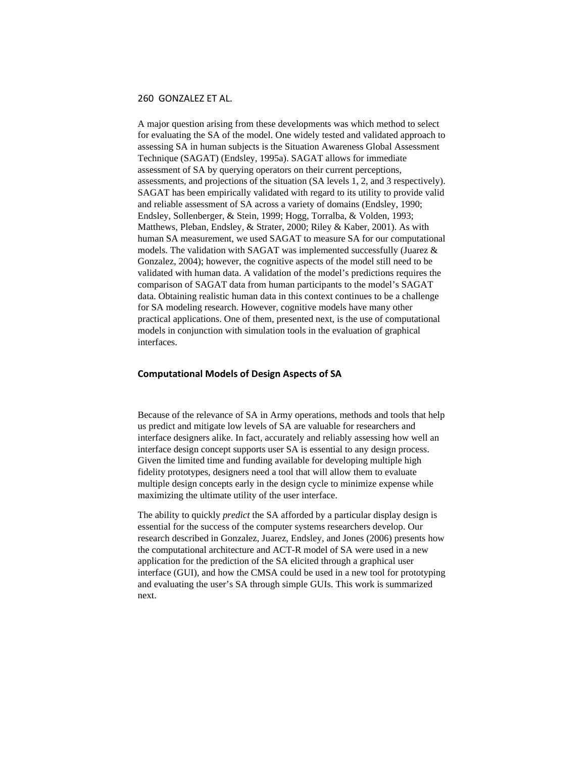A major question arising from these developments was which method to select for evaluating the SA of the model. One widely tested and validated approach to assessing SA in human subjects is the Situation Awareness Global Assessment Technique (SAGAT) (Endsley, 1995a). SAGAT allows for immediate assessment of SA by querying operators on their current perceptions, assessments, and projections of the situation (SA levels 1, 2, and 3 respectively). SAGAT has been empirically validated with regard to its utility to provide valid and reliable assessment of SA across a variety of domains (Endsley, 1990; Endsley, Sollenberger, & Stein, 1999; Hogg, Torralba, & Volden, 1993; Matthews, Pleban, Endsley, & Strater, 2000; Riley & Kaber, 2001). As with human SA measurement, we used SAGAT to measure SA for our computational models. The validation with SAGAT was implemented successfully (Juarez & Gonzalez, 2004); however, the cognitive aspects of the model still need to be validated with human data. A validation of the model's predictions requires the comparison of SAGAT data from human participants to the model's SAGAT data. Obtaining realistic human data in this context continues to be a challenge for SA modeling research. However, cognitive models have many other practical applications. One of them, presented next, is the use of computational models in conjunction with simulation tools in the evaluation of graphical interfaces.

## Computational Models of Design Aspects of SA

Because of the relevance of SA in Army operations, methods and tools that help us predict and mitigate low levels of SA are valuable for researchers and interface designers alike. In fact, accurately and reliably assessing how well an interface design concept supports user SA is essential to any design process. Given the limited time and funding available for developing multiple high fidelity prototypes, designers need a tool that will allow them to evaluate multiple design concepts early in the design cycle to minimize expense while maximizing the ultimate utility of the user interface.

The ability to quickly *predict* the SA afforded by a particular display design is essential for the success of the computer systems researchers develop. Our research described in Gonzalez, Juarez, Endsley, and Jones (2006) presents how the computational architecture and ACT-R model of SA were used in a new application for the prediction of the SA elicited through a graphical user interface (GUI), and how the CMSA could be used in a new tool for prototyping and evaluating the user's SA through simple GUIs. This work is summarized next.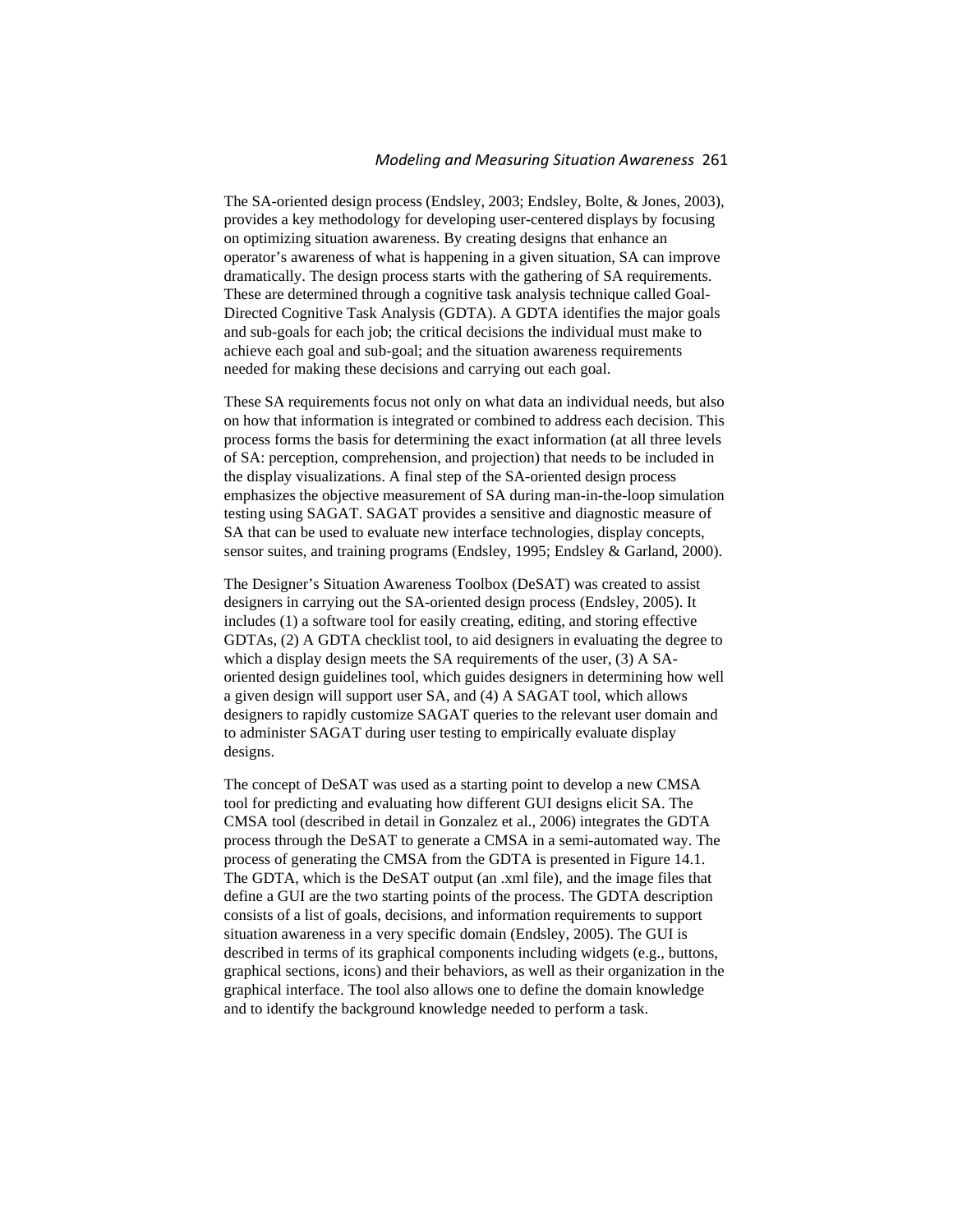The SA-oriented design process (Endsley, 2003; Endsley, Bolte, & Jones, 2003), provides a key methodology for developing user-centered displays by focusing on optimizing situation awareness. By creating designs that enhance an operator's awareness of what is happening in a given situation, SA can improve dramatically. The design process starts with the gathering of SA requirements. These are determined through a cognitive task analysis technique called Goal-Directed Cognitive Task Analysis (GDTA). A GDTA identifies the major goals and sub-goals for each job; the critical decisions the individual must make to achieve each goal and sub-goal; and the situation awareness requirements needed for making these decisions and carrying out each goal.

These SA requirements focus not only on what data an individual needs, but also on how that information is integrated or combined to address each decision. This process forms the basis for determining the exact information (at all three levels of SA: perception, comprehension, and projection) that needs to be included in the display visualizations. A final step of the SA-oriented design process emphasizes the objective measurement of SA during man-in-the-loop simulation testing using SAGAT. SAGAT provides a sensitive and diagnostic measure of SA that can be used to evaluate new interface technologies, display concepts, sensor suites, and training programs (Endsley, 1995; Endsley & Garland, 2000).

The Designer's Situation Awareness Toolbox (DeSAT) was created to assist designers in carrying out the SA-oriented design process (Endsley, 2005). It includes (1) a software tool for easily creating, editing, and storing effective GDTAs, (2) A GDTA checklist tool, to aid designers in evaluating the degree to which a display design meets the SA requirements of the user, (3) A SA-oriented design guidelines tool, which guides designers in determining how well a given design will support user SA, and (4) A SAGAT tool, which allows designers to rapidly customize SAGAT queries to the relevant user domain and to administer SAGAT during user testing to empirically evaluate display designs.

The concept of DeSAT was used as a starting point to develop a new CMSA tool for predicting and evaluating how different GUI designs elicit SA. The CMSA tool (described in detail in Gonzalez et al., 2006) integrates the GDTA process through the DeSAT to generate a CMSA in a semi-automated way. The process of generating the CMSA from the GDTA is presented in Figure 14.1. The GDTA, which is the DeSAT output (an .xml file), and the image files that define a GUI are the two starting points of the process. The GDTA description consists of a list of goals, decisions, and information requirements to support situation awareness in a very specific domain (Endsley, 2005). The GUI is described in terms of its graphical components including widgets (e.g., buttons, graphical sections, icons) and their behaviors, as well as their organization in the graphical interface. The tool also allows one to define the domain knowledge and to identify the background knowledge needed to perform a task.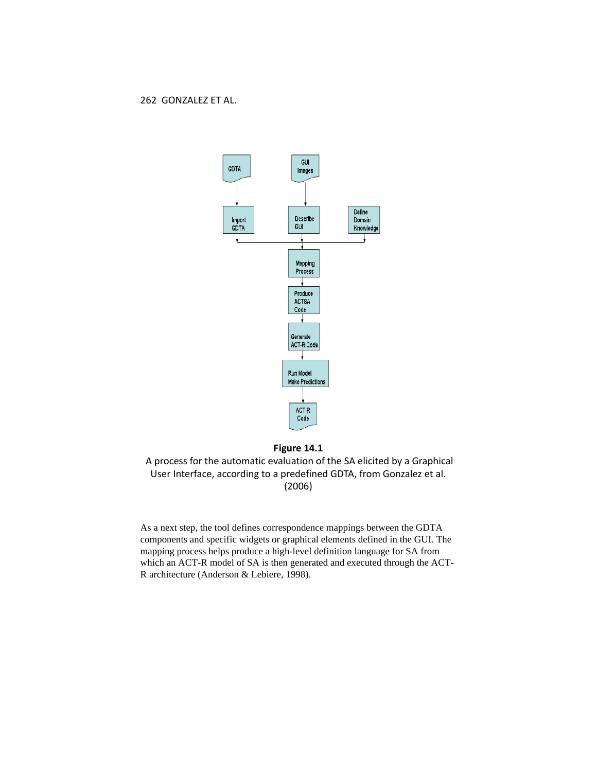**Figure 14.1**

A process for the automatic evaluation of the SA elicited by a Graphical User Interface, according to a predefined GDTA, from Gonzalez et al. (2006)

As a next step, the tool defines correspondence mappings between the GDTA components and specific widgets or graphical elements defined in the GUI. The mapping process helps produce a high-level definition language for SA from which an ACT-R model of SA is then generated and executed through the ACT-R architecture (Anderson & Lebiere, 1998).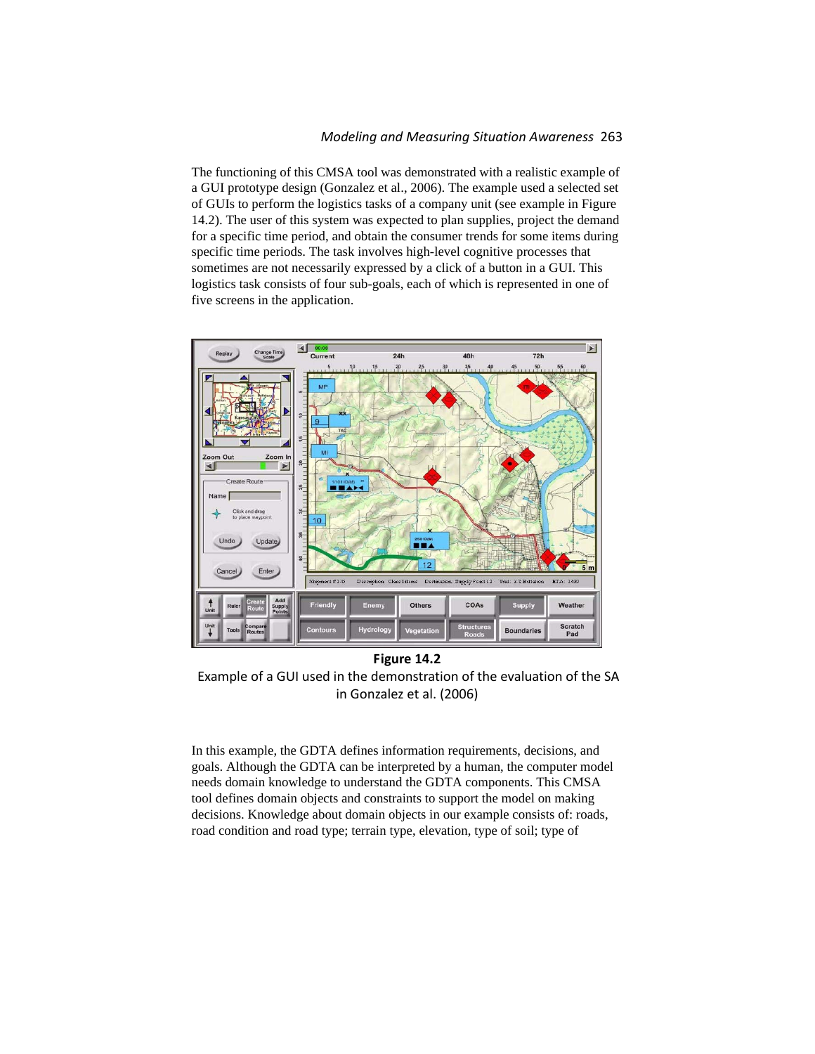The functioning of this CMSA tool was demonstrated with a realistic example of a GUI prototype design (Gonzalez et al., 2006). The example used a selected set of GUIs to perform the logistics tasks of a company unit (see example in Figure 14.2). The user of this system was expected to plan supplies, project the demand for a specific time period, and obtain the consumer trends for some items during specific time periods. The task involves high-level cognitive processes that sometimes are not necessarily expressed by a click of a button in a GUI. This logistics task consists of four sub-goals, each of which is represented in one of five screens in the application.

**Figure 14.2**

Example of a GUI used in the demonstration of the evaluation of the SA in Gonzalez et al. (2006)

In this example, the GDTA defines information requirements, decisions, and goals. Although the GDTA can be interpreted by a human, the computer model needs domain knowledge to understand the GDTA components. This CMSA tool defines domain objects and constraints to support the model on making decisions. Knowledge about domain objects in our example consists of: roads, road condition and road type; terrain type, elevation, type of soil; type of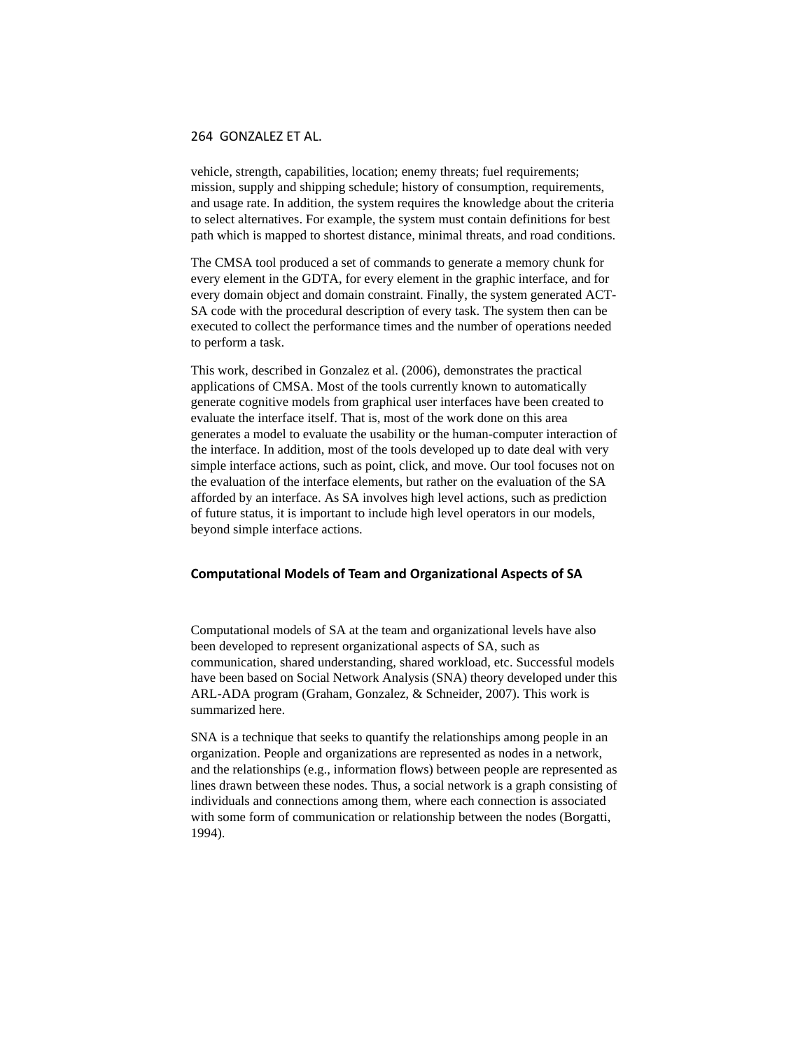vehicle, strength, capabilities, location; enemy threats; fuel requirements; mission, supply and shipping schedule; history of consumption, requirements, and usage rate. In addition, the system requires the knowledge about the criteria to select alternatives. For example, the system must contain definitions for best path which is mapped to shortest distance, minimal threats, and road conditions.

The CMSA tool produced a set of commands to generate a memory chunk for every element in the GDTA, for every element in the graphic interface, and for every domain object and domain constraint. Finally, the system generated ACT-SA code with the procedural description of every task. The system then can be executed to collect the performance times and the number of operations needed to perform a task.

This work, described in Gonzalez et al. (2006), demonstrates the practical applications of CMSA. Most of the tools currently known to automatically generate cognitive models from graphical user interfaces have been created to evaluate the interface itself. That is, most of the work done on this area generates a model to evaluate the usability or the human-computer interaction of the interface. In addition, most of the tools developed up to date deal with very simple interface actions, such as point, click, and move. Our tool focuses not on the evaluation of the interface elements, but rather on the evaluation of the SA afforded by an interface. As SA involves high level actions, such as prediction of future status, it is important to include high level operators in our models, beyond simple interface actions.

## Computational Models of Team and Organizational Aspects of SA

Computational models of SA at the team and organizational levels have also been developed to represent organizational aspects of SA, such as communication, shared understanding, shared workload, etc. Successful models have been based on Social Network Analysis (SNA) theory developed under this ARL-ADA program (Graham, Gonzalez, & Schneider, 2007). This work is summarized here.

SNA is a technique that seeks to quantify the relationships among people in an organization. People and organizations are represented as nodes in a network, and the relationships (e.g., information flows) between people are represented as lines drawn between these nodes. Thus, a social network is a graph consisting of individuals and connections among them, where each connection is associated with some form of communication or relationship between the nodes (Borgatti, 1994).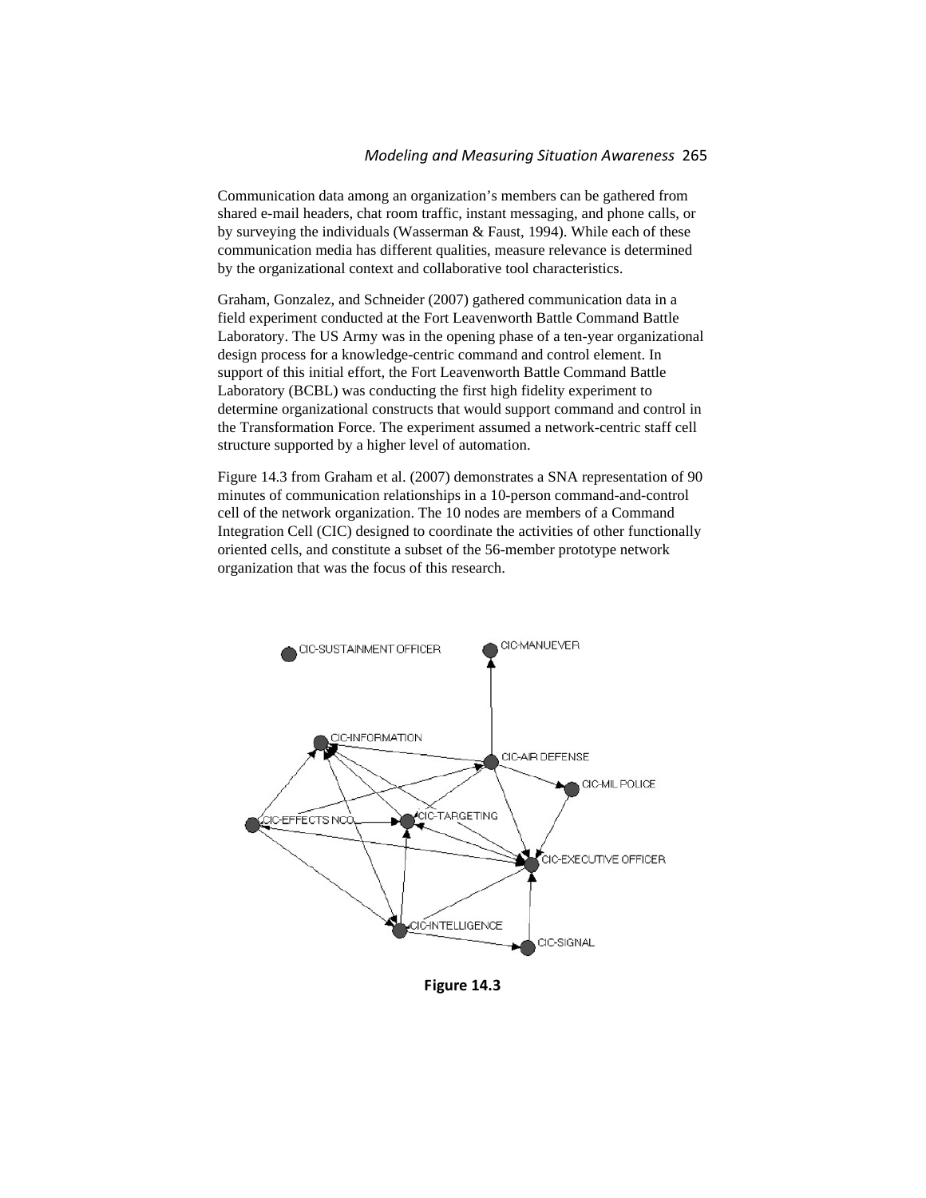Communication data among an organization's members can be gathered from shared e-mail headers, chat room traffic, instant messaging, and phone calls, or by surveying the individuals (Wasserman & Faust, 1994). While each of these communication media has different qualities, measure relevance is determined by the organizational context and collaborative tool characteristics.

Graham, Gonzalez, and Schneider (2007) gathered communication data in a field experiment conducted at the Fort Leavenworth Battle Command Battle Laboratory. The US Army was in the opening phase of a ten-year organizational design process for a knowledge-centric command and control element. In support of this initial effort, the Fort Leavenworth Battle Command Battle Laboratory (BCBL) was conducting the first high fidelity experiment to determine organizational constructs that would support command and control in the Transformation Force. The experiment assumed a network-centric staff cell structure supported by a higher level of automation.

Figure 14.3 from Graham et al. (2007) demonstrates a SNA representation of 90 minutes of communication relationships in a 10-person command-and-control cell of the network organization. The 10 nodes are members of a Command Integration Cell (CIC) designed to coordinate the activities of other functionally oriented cells, and constitute a subset of the 56-member prototype network organization that was the focus of this research.

**Figure 14.3**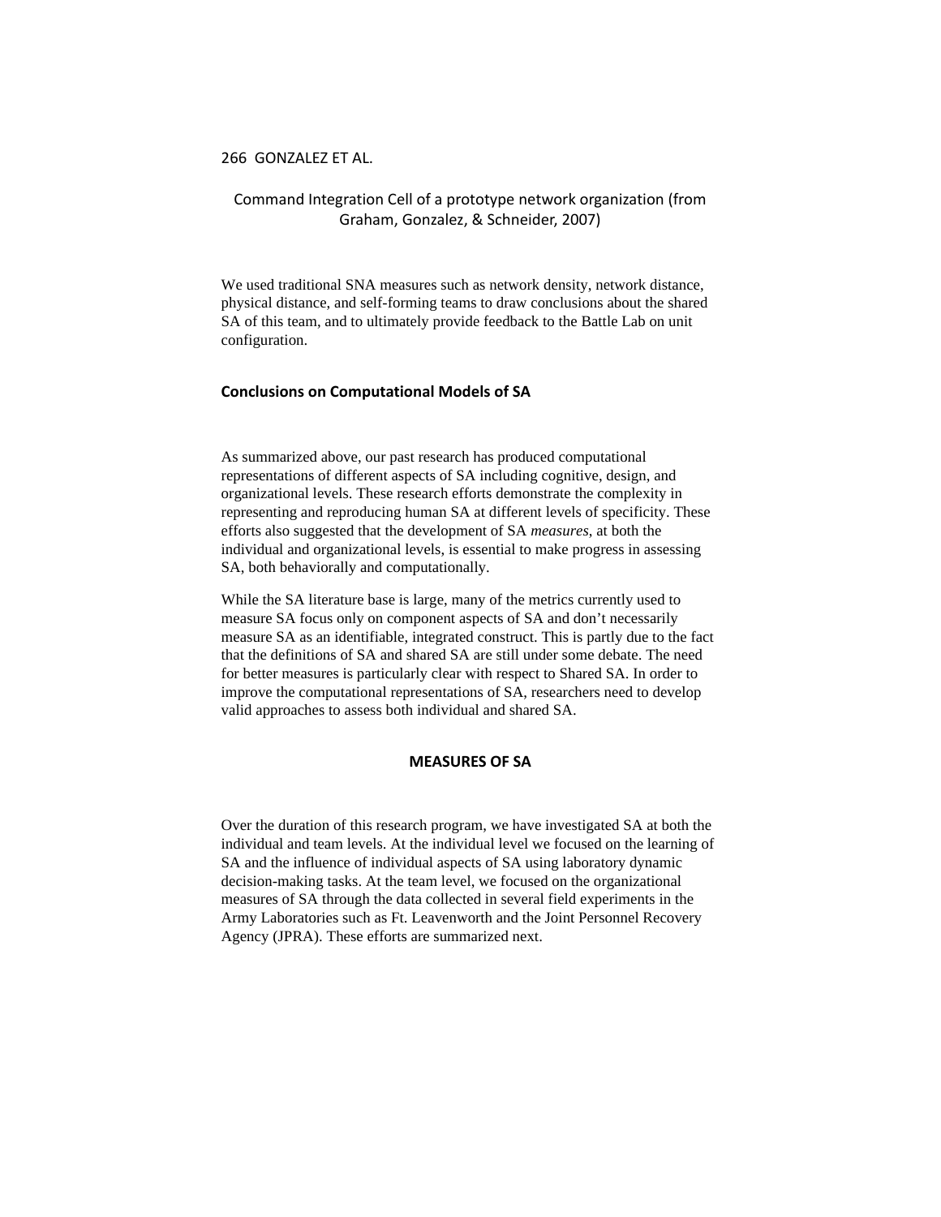Command Integration Cell of a prototype network organization (from Graham, Gonzalez, & Schneider, 2007)

We used traditional SNA measures such as network density, network distance, physical distance, and self-forming teams to draw conclusions about the shared SA of this team, and to ultimately provide feedback to the Battle Lab on unit configuration.

### Conclusions on Computational Models of SA

As summarized above, our past research has produced computational representations of different aspects of SA including cognitive, design, and organizational levels. These research efforts demonstrate the complexity in representing and reproducing human SA at different levels of specificity. These efforts also suggested that the development of SA *measures*, at both the individual and organizational levels, is essential to make progress in assessing SA, both behaviorally and computationally.

While the SA literature base is large, many of the metrics currently used to measure SA focus only on component aspects of SA and don't necessarily measure SA as an identifiable, integrated construct. This is partly due to the fact that the definitions of SA and shared SA are still under some debate. The need for better measures is particularly clear with respect to Shared SA. In order to improve the computational representations of SA, researchers need to develop valid approaches to assess both individual and shared SA.

## MEASURES OF SA

Over the duration of this research program, we have investigated SA at both the individual and team levels. At the individual level we focused on the learning of SA and the influence of individual aspects of SA using laboratory dynamic decision-making tasks. At the team level, we focused on the organizational measures of SA through the data collected in several field experiments in the Army Laboratories such as Ft. Leavenworth and the Joint Personnel Recovery Agency (JPRA). These efforts are summarized next.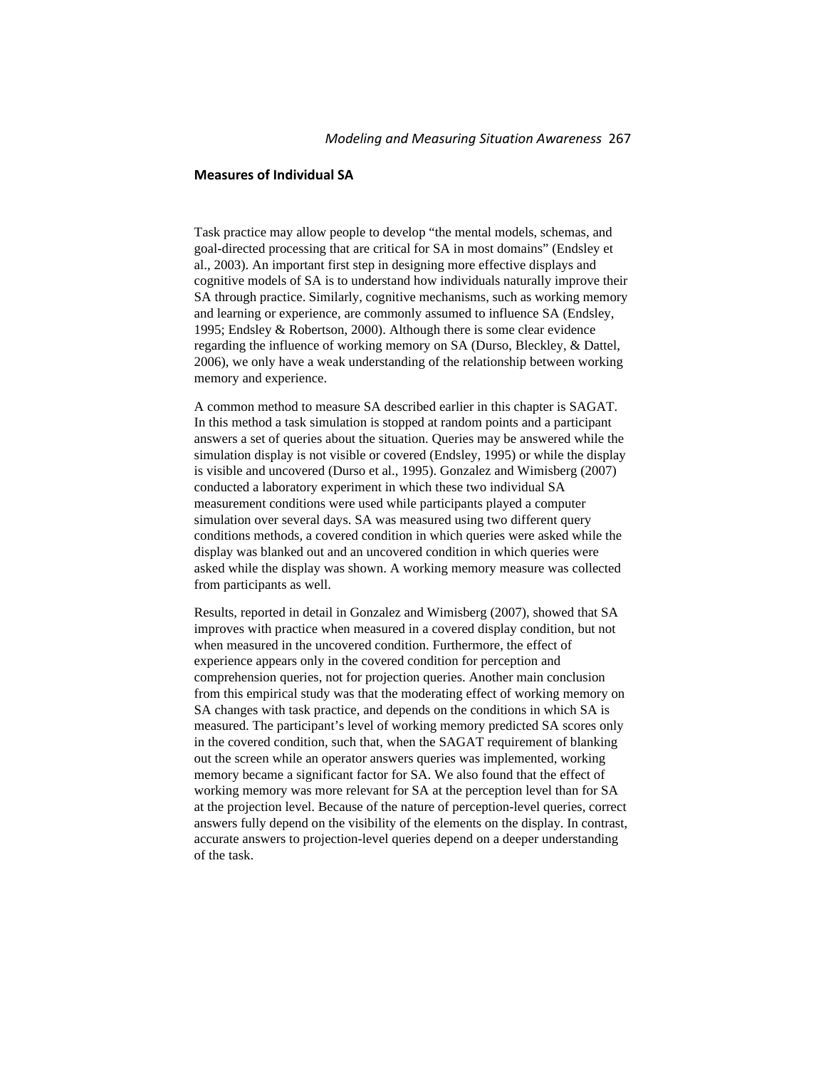### Measures of Individual SA

Task practice may allow people to develop "the mental models, schemas, and goal-directed processing that are critical for SA in most domains" (Endsley et al., 2003). An important first step in designing more effective displays and cognitive models of SA is to understand how individuals naturally improve their SA through practice. Similarly, cognitive mechanisms, such as working memory and learning or experience, are commonly assumed to influence SA (Endsley, 1995; Endsley & Robertson, 2000). Although there is some clear evidence regarding the influence of working memory on SA (Durso, Bleckley, & Dattel, 2006), we only have a weak understanding of the relationship between working memory and experience.

A common method to measure SA described earlier in this chapter is SAGAT. In this method a task simulation is stopped at random points and a participant answers a set of queries about the situation. Queries may be answered while the simulation display is not visible or covered (Endsley, 1995) or while the display is visible and uncovered (Durso et al., 1995). Gonzalez and Wimisberg (2007) conducted a laboratory experiment in which these two individual SA measurement conditions were used while participants played a computer simulation over several days. SA was measured using two different query conditions methods, a covered condition in which queries were asked while the display was blanked out and an uncovered condition in which queries were asked while the display was shown. A working memory measure was collected from participants as well.

Results, reported in detail in Gonzalez and Wimisberg (2007), showed that SA improves with practice when measured in a covered display condition, but not when measured in the uncovered condition. Furthermore, the effect of experience appears only in the covered condition for perception and comprehension queries, not for projection queries. Another main conclusion from this empirical study was that the moderating effect of working memory on SA changes with task practice, and depends on the conditions in which SA is measured. The participant's level of working memory predicted SA scores only in the covered condition, such that, when the SAGAT requirement of blanking out the screen while an operator answers queries was implemented, working memory became a significant factor for SA. We also found that the effect of working memory was more relevant for SA at the perception level than for SA at the projection level. Because of the nature of perception-level queries, correct answers fully depend on the visibility of the elements on the display. In contrast, accurate answers to projection-level queries depend on a deeper understanding of the task.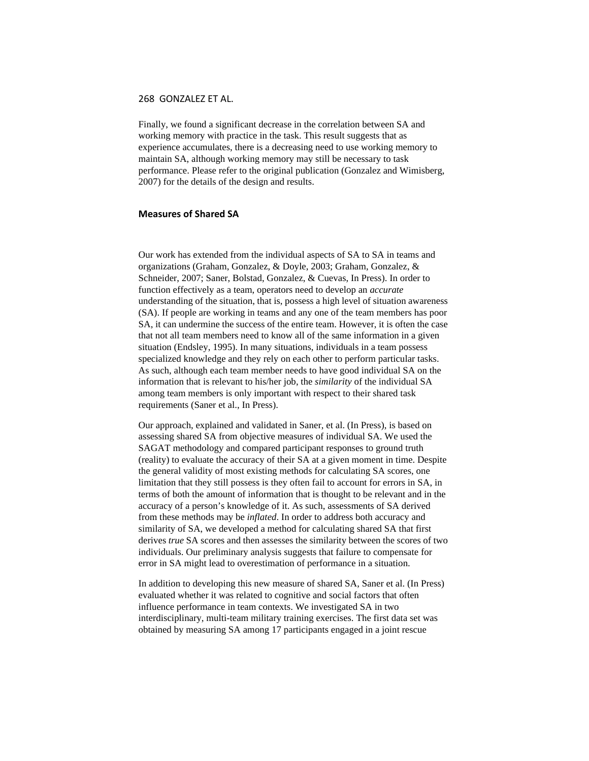Finally, we found a significant decrease in the correlation between SA and working memory with practice in the task. This result suggests that as experience accumulates, there is a decreasing need to use working memory to maintain SA, although working memory may still be necessary to task performance. Please refer to the original publication (Gonzalez and Wimisberg, 2007) for the details of the design and results.

## Measures of Shared SA

Our work has extended from the individual aspects of SA to SA in teams and organizations (Graham, Gonzalez, & Doyle, 2003; Graham, Gonzalez, & Schneider, 2007; Saner, Bolstad, Gonzalez, & Cuevas, In Press). In order to function effectively as a team, operators need to develop an *accurate* understanding of the situation, that is, possess a high level of situation awareness (SA). If people are working in teams and any one of the team members has poor SA, it can undermine the success of the entire team. However, it is often the case that not all team members need to know all of the same information in a given situation (Endsley, 1995). In many situations, individuals in a team possess specialized knowledge and they rely on each other to perform particular tasks. As such, although each team member needs to have good individual SA on the information that is relevant to his/her job, the *similarity* of the individual SA among team members is only important with respect to their shared task requirements (Saner et al., In Press).

Our approach, explained and validated in Saner, et al. (In Press), is based on assessing shared SA from objective measures of individual SA. We used the SAGAT methodology and compared participant responses to ground truth (reality) to evaluate the accuracy of their SA at a given moment in time. Despite the general validity of most existing methods for calculating SA scores, one limitation that they still possess is they often fail to account for errors in SA, in terms of both the amount of information that is thought to be relevant and in the accuracy of a person's knowledge of it. As such, assessments of SA derived from these methods may be *inflated*. In order to address both accuracy and similarity of SA, we developed a method for calculating shared SA that first derives *true* SA scores and then assesses the similarity between the scores of two individuals. Our preliminary analysis suggests that failure to compensate for error in SA might lead to overestimation of performance in a situation.

In addition to developing this new measure of shared SA, Saner et al. (In Press) evaluated whether it was related to cognitive and social factors that often influence performance in team contexts. We investigated SA in two interdisciplinary, multi-team military training exercises. The first data set was obtained by measuring SA among 17 participants engaged in a joint rescue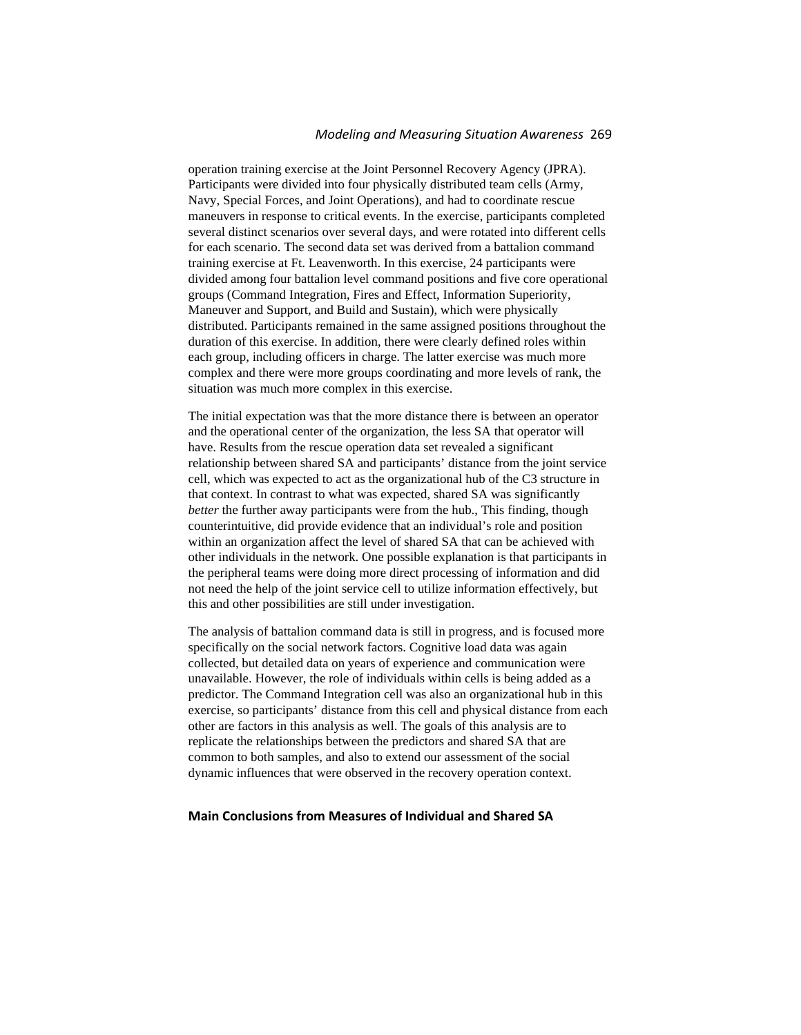operation training exercise at the Joint Personnel Recovery Agency (JPRA). Participants were divided into four physically distributed team cells (Army, Navy, Special Forces, and Joint Operations), and had to coordinate rescue maneuvers in response to critical events. In the exercise, participants completed several distinct scenarios over several days, and were rotated into different cells for each scenario. The second data set was derived from a battalion command training exercise at Ft. Leavenworth. In this exercise, 24 participants were divided among four battalion level command positions and five core operational groups (Command Integration, Fires and Effect, Information Superiority, Maneuver and Support, and Build and Sustain), which were physically distributed. Participants remained in the same assigned positions throughout the duration of this exercise. In addition, there were clearly defined roles within each group, including officers in charge. The latter exercise was much more complex and there were more groups coordinating and more levels of rank, the situation was much more complex in this exercise.

The initial expectation was that the more distance there is between an operator and the operational center of the organization, the less SA that operator will have. Results from the rescue operation data set revealed a significant relationship between shared SA and participants' distance from the joint service cell, which was expected to act as the organizational hub of the C3 structure in that context. In contrast to what was expected, shared SA was significantly *better* the further away participants were from the hub., This finding, though counterintuitive, did provide evidence that an individual's role and position within an organization affect the level of shared SA that can be achieved with other individuals in the network. One possible explanation is that participants in the peripheral teams were doing more direct processing of information and did not need the help of the joint service cell to utilize information effectively, but this and other possibilities are still under investigation.

The analysis of battalion command data is still in progress, and is focused more specifically on the social network factors. Cognitive load data was again collected, but detailed data on years of experience and communication were unavailable. However, the role of individuals within cells is being added as a predictor. The Command Integration cell was also an organizational hub in this exercise, so participants' distance from this cell and physical distance from each other are factors in this analysis as well. The goals of this analysis are to replicate the relationships between the predictors and shared SA that are common to both samples, and also to extend our assessment of the social dynamic influences that were observed in the recovery operation context.

## Main Conclusions from Measures of Individual and Shared SA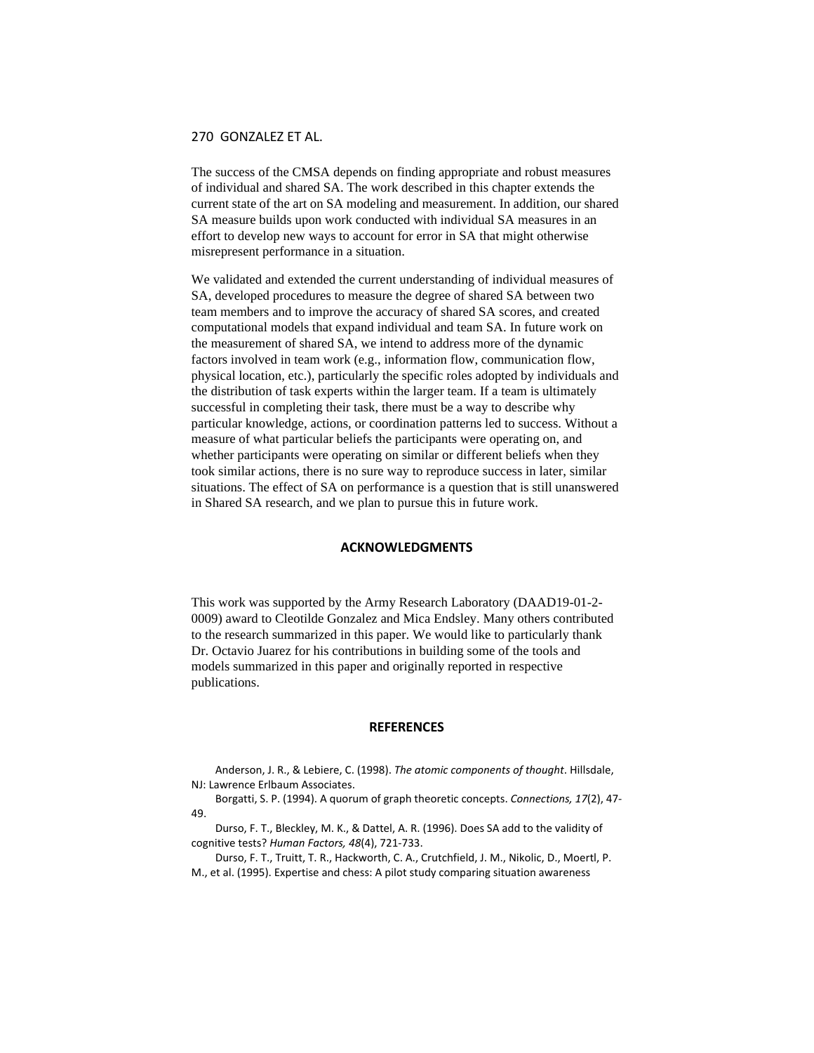The success of the CMSA depends on finding appropriate and robust measures of individual and shared SA. The work described in this chapter extends the current state of the art on SA modeling and measurement. In addition, our shared SA measure builds upon work conducted with individual SA measures in an effort to develop new ways to account for error in SA that might otherwise misrepresent performance in a situation.

We validated and extended the current understanding of individual measures of SA, developed procedures to measure the degree of shared SA between two team members and to improve the accuracy of shared SA scores, and created computational models that expand individual and team SA. In future work on the measurement of shared SA, we intend to address more of the dynamic factors involved in team work (e.g., information flow, communication flow, physical location, etc.), particularly the specific roles adopted by individuals and the distribution of task experts within the larger team. If a team is ultimately successful in completing their task, there must be a way to describe why particular knowledge, actions, or coordination patterns led to success. Without a measure of what particular beliefs the participants were operating on, and whether participants were operating on similar or different beliefs when they took similar actions, there is no sure way to reproduce success in later, similar situations. The effect of SA on performance is a question that is still unanswered in Shared SA research, and we plan to pursue this in future work.

## ACKNOWLEDGMENTS

This work was supported by the Army Research Laboratory (DAAD19-01-2-0009) award to Cleotilde Gonzalez and Mica Endsley. Many others contributed to the research summarized in this paper. We would like to particularly thank Dr. Octavio Juarez for his contributions in building some of the tools and models summarized in this paper and originally reported in respective publications.

## REFERENCES

Anderson, J. R., & Lebiere, C. (1998). *The atomic components of thought*. Hillsdale, NJ: Lawrence Erlbaum Associates.

Borgatti, S. P. (1994). A quorum of graph theoretic concepts. *Connections, 17*(2), 47-49.

Durso, F. T., Bleckley, M. K., & Dattel, A. R. (1996). Does SA add to the validity of cognitive tests? *Human Factors, 48*(4), 721-733.

Durso, F. T., Truitt, T. R., Hackworth, C. A., Crutchfield, J. M., Nikolic, D., Moertl, P. M., et al. (1995). Expertise and chess: A pilot study comparing situation awareness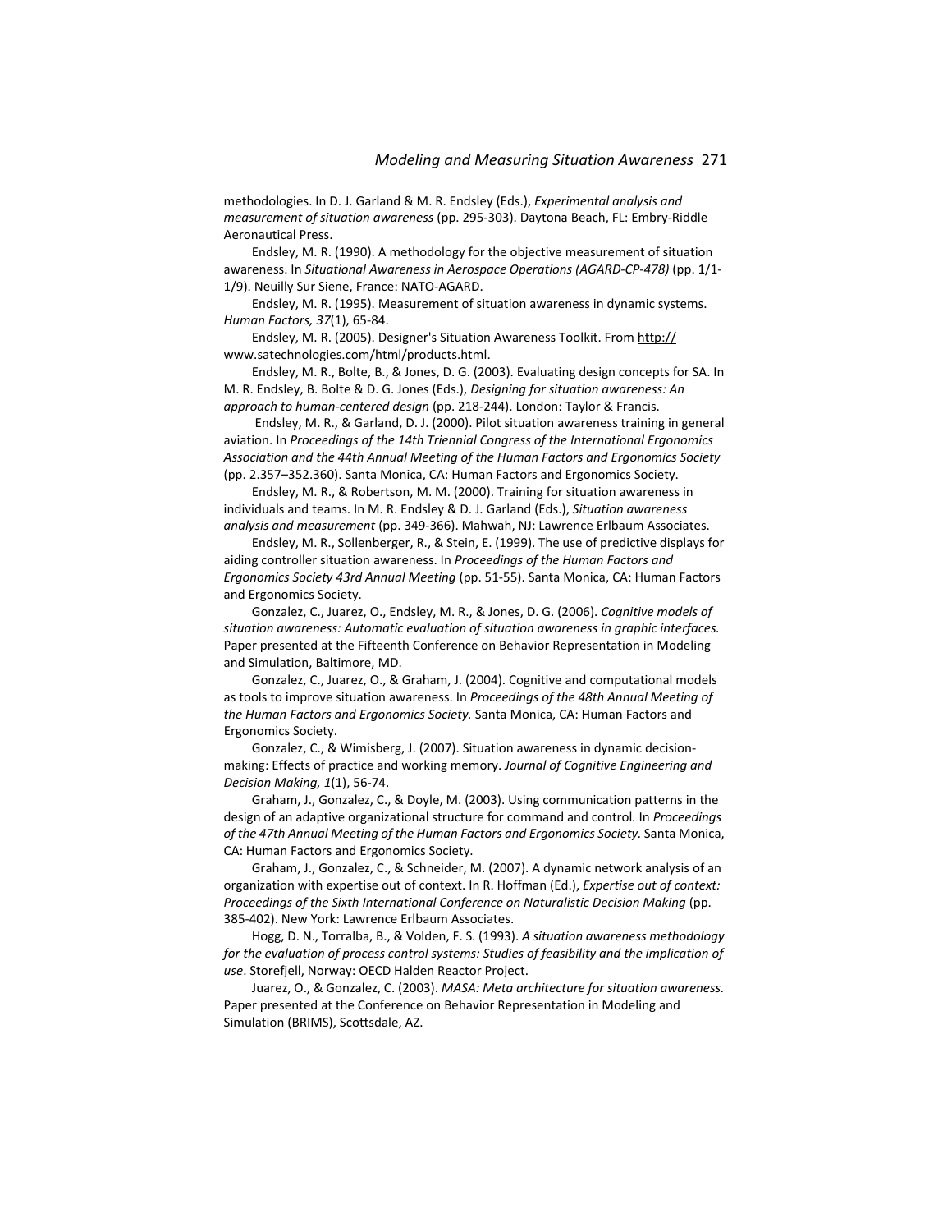methodologies. In D. J. Garland & M. R. Endsley (Eds.), *Experimental analysis and measurement of situation awareness* (pp. 295-303). Daytona Beach, FL: Embry-Riddle Aeronautical Press.

Endsley, M. R. (1990). A methodology for the objective measurement of situation awareness. In *Situational Awareness in Aerospace Operations (AGARD-CP-478)* (pp. 1/1-1/9). Neuilly Sur Siene, France: NATO-AGARD.

Endsley, M. R. (1995). Measurement of situation awareness in dynamic systems. *Human Factors, 37*(1), 65-84.

Endsley, M. R. (2005). Designer's Situation Awareness Toolkit. From http://www.satechnologies.com/html/products.html.

Endsley, M. R., Bolte, B., & Jones, D. G. (2003). Evaluating design concepts for SA. In M. R. Endsley, B. Bolte & D. G. Jones (Eds.), *Designing for situation awareness: An approach to human-centered design* (pp. 218-244). London: Taylor & Francis.

Endsley, M. R., & Garland, D. J. (2000). Pilot situation awareness training in general aviation. In *Proceedings of the 14th Triennial Congress of the International Ergonomics Association and the 44th Annual Meeting of the Human Factors and Ergonomics Society* (pp. 2.357–352.360). Santa Monica, CA: Human Factors and Ergonomics Society.

Endsley, M. R., & Robertson, M. M. (2000). Training for situation awareness in individuals and teams. In M. R. Endsley & D. J. Garland (Eds.), *Situation awareness analysis and measurement* (pp. 349-366). Mahwah, NJ: Lawrence Erlbaum Associates.

Endsley, M. R., Sollenberger, R., & Stein, E. (1999). The use of predictive displays for aiding controller situation awareness. In *Proceedings of the Human Factors and Ergonomics Society 43rd Annual Meeting* (pp. 51-55). Santa Monica, CA: Human Factors and Ergonomics Society.

Gonzalez, C., Juarez, O., Endsley, M. R., & Jones, D. G. (2006). *Cognitive models of situation awareness: Automatic evaluation of situation awareness in graphic interfaces.* Paper presented at the Fifteenth Conference on Behavior Representation in Modeling and Simulation, Baltimore, MD.

Gonzalez, C., Juarez, O., & Graham, J. (2004). Cognitive and computational models as tools to improve situation awareness. In *Proceedings of the 48th Annual Meeting of the Human Factors and Ergonomics Society.* Santa Monica, CA: Human Factors and Ergonomics Society.

Gonzalez, C., & Wimisberg, J. (2007). Situation awareness in dynamic decision-making: Effects of practice and working memory. *Journal of Cognitive Engineering and Decision Making, 1*(1), 56-74.

Graham, J., Gonzalez, C., & Doyle, M. (2003). Using communication patterns in the design of an adaptive organizational structure for command and control. In *Proceedings of the 47th Annual Meeting of the Human Factors and Ergonomics Society*. Santa Monica, CA: Human Factors and Ergonomics Society.

Graham, J., Gonzalez, C., & Schneider, M. (2007). A dynamic network analysis of an organization with expertise out of context. In R. Hoffman (Ed.), *Expertise out of context: Proceedings of the Sixth International Conference on Naturalistic Decision Making* (pp. 385-402). New York: Lawrence Erlbaum Associates.

Hogg, D. N., Torralba, B., & Volden, F. S. (1993). *A situation awareness methodology for the evaluation of process control systems: Studies of feasibility and the implication of use*. Storefjell, Norway: OECD Halden Reactor Project.

Juarez, O., & Gonzalez, C. (2003). *MASA: Meta architecture for situation awareness.* Paper presented at the Conference on Behavior Representation in Modeling and Simulation (BRIMS), Scottsdale, AZ.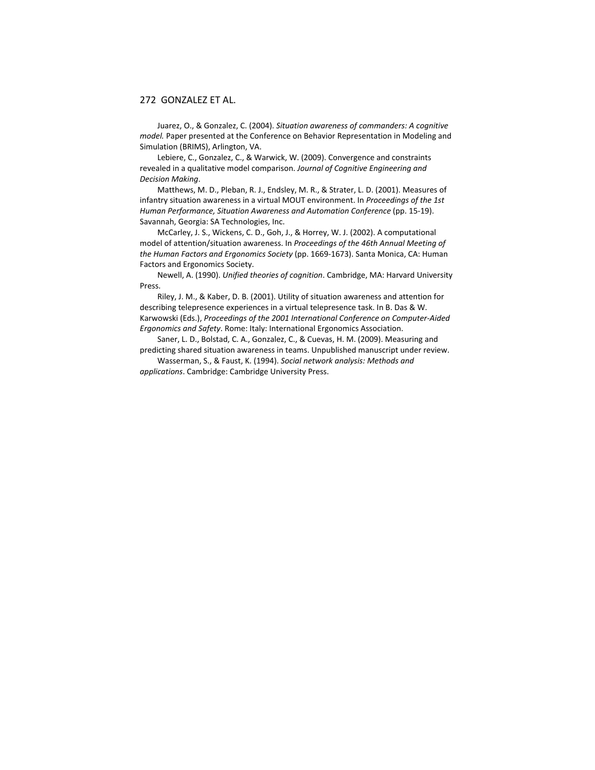Juarez, O., & Gonzalez, C. (2004). *Situation awareness of commanders: A cognitive model.* Paper presented at the Conference on Behavior Representation in Modeling and Simulation (BRIMS), Arlington, VA.

Lebiere, C., Gonzalez, C., & Warwick, W. (2009). Convergence and constraints revealed in a qualitative model comparison. *Journal of Cognitive Engineering and Decision Making*.

Matthews, M. D., Pleban, R. J., Endsley, M. R., & Strater, L. D. (2001). Measures of infantry situation awareness in a virtual MOUT environment. In *Proceedings of the 1st Human Performance, Situation Awareness and Automation Conference* (pp. 15-19). Savannah, Georgia: SA Technologies, Inc.

McCarley, J. S., Wickens, C. D., Goh, J., & Horrey, W. J. (2002). A computational model of attention/situation awareness. In *Proceedings of the 46th Annual Meeting of the Human Factors and Ergonomics Society* (pp. 1669-1673). Santa Monica, CA: Human Factors and Ergonomics Society.

Newell, A. (1990). *Unified theories of cognition*. Cambridge, MA: Harvard University Press.

Riley, J. M., & Kaber, D. B. (2001). Utility of situation awareness and attention for describing telepresence experiences in a virtual telepresence task. In B. Das & W. Karwowski (Eds.), *Proceedings of the 2001 International Conference on Computer-Aided Ergonomics and Safety*. Rome: Italy: International Ergonomics Association.

Saner, L. D., Bolstad, C. A., Gonzalez, C., & Cuevas, H. M. (2009). Measuring and predicting shared situation awareness in teams. Unpublished manuscript under review.

Wasserman, S., & Faust, K. (1994). *Social network analysis: Methods and applications*. Cambridge: Cambridge University Press.